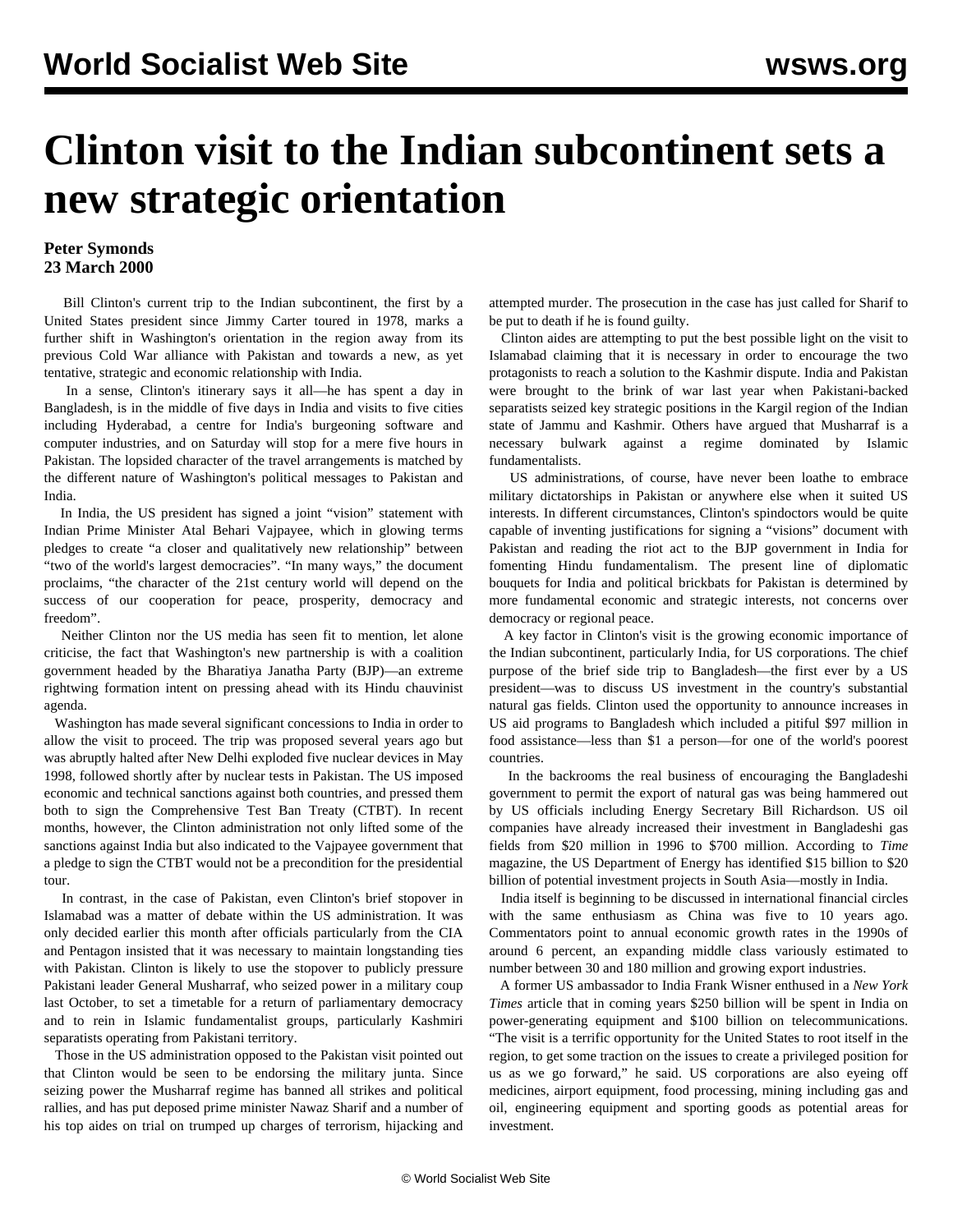# Clinton visit to the Indian subcontinent sets a new strategic orientation

**Peter Symonds**
**23 March 2000**

Bill Clinton's current trip to the Indian subcontinent, the first by a United States president since Jimmy Carter toured in 1978, marks a further shift in Washington's orientation in the region away from its previous Cold War alliance with Pakistan and towards a new, as yet tentative, strategic and economic relationship with India.

In a sense, Clinton's itinerary says it all—he has spent a day in Bangladesh, is in the middle of five days in India and visits to five cities including Hyderabad, a centre for India's burgeoning software and computer industries, and on Saturday will stop for a mere five hours in Pakistan. The lopsided character of the travel arrangements is matched by the different nature of Washington's political messages to Pakistan and India.

In India, the US president has signed a joint "vision" statement with Indian Prime Minister Atal Behari Vajpayee, which in glowing terms pledges to create "a closer and qualitatively new relationship" between "two of the world's largest democracies". "In many ways," the document proclaims, "the character of the 21st century world will depend on the success of our cooperation for peace, prosperity, democracy and freedom".

Neither Clinton nor the US media has seen fit to mention, let alone criticise, the fact that Washington's new partnership is with a coalition government headed by the Bharatiya Janatha Party (BJP)—an extreme rightwing formation intent on pressing ahead with its Hindu chauvinist agenda.

Washington has made several significant concessions to India in order to allow the visit to proceed. The trip was proposed several years ago but was abruptly halted after New Delhi exploded five nuclear devices in May 1998, followed shortly after by nuclear tests in Pakistan. The US imposed economic and technical sanctions against both countries, and pressed them both to sign the Comprehensive Test Ban Treaty (CTBT). In recent months, however, the Clinton administration not only lifted some of the sanctions against India but also indicated to the Vajpayee government that a pledge to sign the CTBT would not be a precondition for the presidential tour.

In contrast, in the case of Pakistan, even Clinton's brief stopover in Islamabad was a matter of debate within the US administration. It was only decided earlier this month after officials particularly from the CIA and Pentagon insisted that it was necessary to maintain longstanding ties with Pakistan. Clinton is likely to use the stopover to publicly pressure Pakistani leader General Musharraf, who seized power in a military coup last October, to set a timetable for a return of parliamentary democracy and to rein in Islamic fundamentalist groups, particularly Kashmiri separatists operating from Pakistani territory.

Those in the US administration opposed to the Pakistan visit pointed out that Clinton would be seen to be endorsing the military junta. Since seizing power the Musharraf regime has banned all strikes and political rallies, and has put deposed prime minister Nawaz Sharif and a number of his top aides on trial on trumped up charges of terrorism, hijacking and attempted murder. The prosecution in the case has just called for Sharif to be put to death if he is found guilty.

Clinton aides are attempting to put the best possible light on the visit to Islamabad claiming that it is necessary in order to encourage the two protagonists to reach a solution to the Kashmir dispute. India and Pakistan were brought to the brink of war last year when Pakistani-backed separatists seized key strategic positions in the Kargil region of the Indian state of Jammu and Kashmir. Others have argued that Musharraf is a necessary bulwark against a regime dominated by Islamic fundamentalists.

US administrations, of course, have never been loathe to embrace military dictatorships in Pakistan or anywhere else when it suited US interests. In different circumstances, Clinton's spindoctors would be quite capable of inventing justifications for signing a "visions" document with Pakistan and reading the riot act to the BJP government in India for fomenting Hindu fundamentalism. The present line of diplomatic bouquets for India and political brickbats for Pakistan is determined by more fundamental economic and strategic interests, not concerns over democracy or regional peace.

A key factor in Clinton's visit is the growing economic importance of the Indian subcontinent, particularly India, for US corporations. The chief purpose of the brief side trip to Bangladesh—the first ever by a US president—was to discuss US investment in the country's substantial natural gas fields. Clinton used the opportunity to announce increases in US aid programs to Bangladesh which included a pitiful $97 million in food assistance—less than $1 a person—for one of the world's poorest countries.

In the backrooms the real business of encouraging the Bangladeshi government to permit the export of natural gas was being hammered out by US officials including Energy Secretary Bill Richardson. US oil companies have already increased their investment in Bangladeshi gas fields from $20 million in 1996 to $700 million. According to *Time* magazine, the US Department of Energy has identified $15 billion to $20 billion of potential investment projects in South Asia—mostly in India.

India itself is beginning to be discussed in international financial circles with the same enthusiasm as China was five to 10 years ago. Commentators point to annual economic growth rates in the 1990s of around 6 percent, an expanding middle class variously estimated to number between 30 and 180 million and growing export industries.

A former US ambassador to India Frank Wisner enthused in a *New York Times* article that in coming years $250 billion will be spent in India on power-generating equipment and $100 billion on telecommunications. "The visit is a terrific opportunity for the United States to root itself in the region, to get some traction on the issues to create a privileged position for us as we go forward," he said. US corporations are also eyeing off medicines, airport equipment, food processing, mining including gas and oil, engineering equipment and sporting goods as potential areas for investment.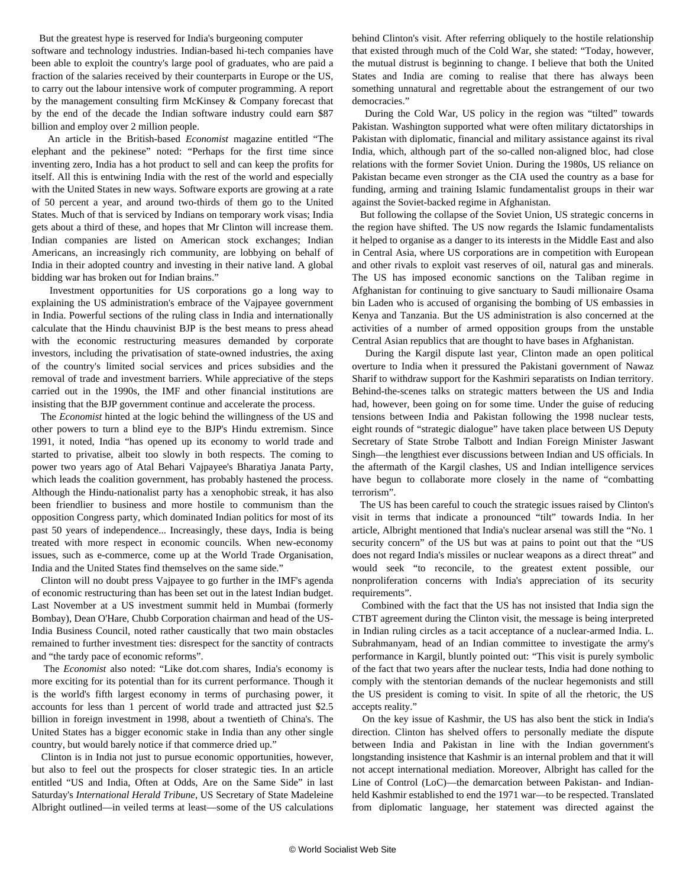But the greatest hype is reserved for India's burgeoning computer software and technology industries. Indian-based hi-tech companies have been able to exploit the country's large pool of graduates, who are paid a fraction of the salaries received by their counterparts in Europe or the US, to carry out the labour intensive work of computer programming. A report by the management consulting firm McKinsey & Company forecast that by the end of the decade the Indian software industry could earn $87 billion and employ over 2 million people.

An article in the British-based *Economist* magazine entitled "The elephant and the pekinese" noted: "Perhaps for the first time since inventing zero, India has a hot product to sell and can keep the profits for itself. All this is entwining India with the rest of the world and especially with the United States in new ways. Software exports are growing at a rate of 50 percent a year, and around two-thirds of them go to the United States. Much of that is serviced by Indians on temporary work visas; India gets about a third of these, and hopes that Mr Clinton will increase them. Indian companies are listed on American stock exchanges; Indian Americans, an increasingly rich community, are lobbying on behalf of India in their adopted country and investing in their native land. A global bidding war has broken out for Indian brains."

Investment opportunities for US corporations go a long way to explaining the US administration's embrace of the Vajpayee government in India. Powerful sections of the ruling class in India and internationally calculate that the Hindu chauvinist BJP is the best means to press ahead with the economic restructuring measures demanded by corporate investors, including the privatisation of state-owned industries, the axing of the country's limited social services and prices subsidies and the removal of trade and investment barriers. While appreciative of the steps carried out in the 1990s, the IMF and other financial institutions are insisting that the BJP government continue and accelerate the process.

The *Economist* hinted at the logic behind the willingness of the US and other powers to turn a blind eye to the BJP's Hindu extremism. Since 1991, it noted, India "has opened up its economy to world trade and started to privatise, albeit too slowly in both respects. The coming to power two years ago of Atal Behari Vajpayee's Bharatiya Janata Party, which leads the coalition government, has probably hastened the process. Although the Hindu-nationalist party has a xenophobic streak, it has also been friendlier to business and more hostile to communism than the opposition Congress party, which dominated Indian politics for most of its past 50 years of independence... Increasingly, these days, India is being treated with more respect in economic councils. When new-economy issues, such as e-commerce, come up at the World Trade Organisation, India and the United States find themselves on the same side."

Clinton will no doubt press Vajpayee to go further in the IMF's agenda of economic restructuring than has been set out in the latest Indian budget. Last November at a US investment summit held in Mumbai (formerly Bombay), Dean O'Hare, Chubb Corporation chairman and head of the US-India Business Council, noted rather caustically that two main obstacles remained to further investment ties: disrespect for the sanctity of contracts and "the tardy pace of economic reforms".

The *Economist* also noted: "Like dot.com shares, India's economy is more exciting for its potential than for its current performance. Though it is the world's fifth largest economy in terms of purchasing power, it accounts for less than 1 percent of world trade and attracted just $2.5 billion in foreign investment in 1998, about a twentieth of China's. The United States has a bigger economic stake in India than any other single country, but would barely notice if that commerce dried up."

Clinton is in India not just to pursue economic opportunities, however, but also to feel out the prospects for closer strategic ties. In an article entitled "US and India, Often at Odds, Are on the Same Side" in last Saturday's *International Herald Tribune*, US Secretary of State Madeleine Albright outlined—in veiled terms at least—some of the US calculations behind Clinton's visit. After referring obliquely to the hostile relationship that existed through much of the Cold War, she stated: "Today, however, the mutual distrust is beginning to change. I believe that both the United States and India are coming to realise that there has always been something unnatural and regrettable about the estrangement of our two democracies."

During the Cold War, US policy in the region was "tilted" towards Pakistan. Washington supported what were often military dictatorships in Pakistan with diplomatic, financial and military assistance against its rival India, which, although part of the so-called non-aligned bloc, had close relations with the former Soviet Union. During the 1980s, US reliance on Pakistan became even stronger as the CIA used the country as a base for funding, arming and training Islamic fundamentalist groups in their war against the Soviet-backed regime in Afghanistan.

But following the collapse of the Soviet Union, US strategic concerns in the region have shifted. The US now regards the Islamic fundamentalists it helped to organise as a danger to its interests in the Middle East and also in Central Asia, where US corporations are in competition with European and other rivals to exploit vast reserves of oil, natural gas and minerals. The US has imposed economic sanctions on the Taliban regime in Afghanistan for continuing to give sanctuary to Saudi millionaire Osama bin Laden who is accused of organising the bombing of US embassies in Kenya and Tanzania. But the US administration is also concerned at the activities of a number of armed opposition groups from the unstable Central Asian republics that are thought to have bases in Afghanistan.

During the Kargil dispute last year, Clinton made an open political overture to India when it pressured the Pakistani government of Nawaz Sharif to withdraw support for the Kashmiri separatists on Indian territory. Behind-the-scenes talks on strategic matters between the US and India had, however, been going on for some time. Under the guise of reducing tensions between India and Pakistan following the 1998 nuclear tests, eight rounds of "strategic dialogue" have taken place between US Deputy Secretary of State Strobe Talbott and Indian Foreign Minister Jaswant Singh—the lengthiest ever discussions between Indian and US officials. In the aftermath of the Kargil clashes, US and Indian intelligence services have begun to collaborate more closely in the name of "combatting terrorism".

The US has been careful to couch the strategic issues raised by Clinton's visit in terms that indicate a pronounced "tilt" towards India. In her article, Albright mentioned that India's nuclear arsenal was still the "No. 1 security concern" of the US but was at pains to point out that the "US does not regard India's missiles or nuclear weapons as a direct threat" and would seek "to reconcile, to the greatest extent possible, our nonproliferation concerns with India's appreciation of its security requirements".

Combined with the fact that the US has not insisted that India sign the CTBT agreement during the Clinton visit, the message is being interpreted in Indian ruling circles as a tacit acceptance of a nuclear-armed India. L. Subrahmanyam, head of an Indian committee to investigate the army's performance in Kargil, bluntly pointed out: "This visit is purely symbolic of the fact that two years after the nuclear tests, India had done nothing to comply with the stentorian demands of the nuclear hegemonists and still the US president is coming to visit. In spite of all the rhetoric, the US accepts reality."

On the key issue of Kashmir, the US has also bent the stick in India's direction. Clinton has shelved offers to personally mediate the dispute between India and Pakistan in line with the Indian government's longstanding insistence that Kashmir is an internal problem and that it will not accept international mediation. Moreover, Albright has called for the Line of Control (LoC)—the demarcation between Pakistan- and Indian-held Kashmir established to end the 1971 war—to be respected. Translated from diplomatic language, her statement was directed against the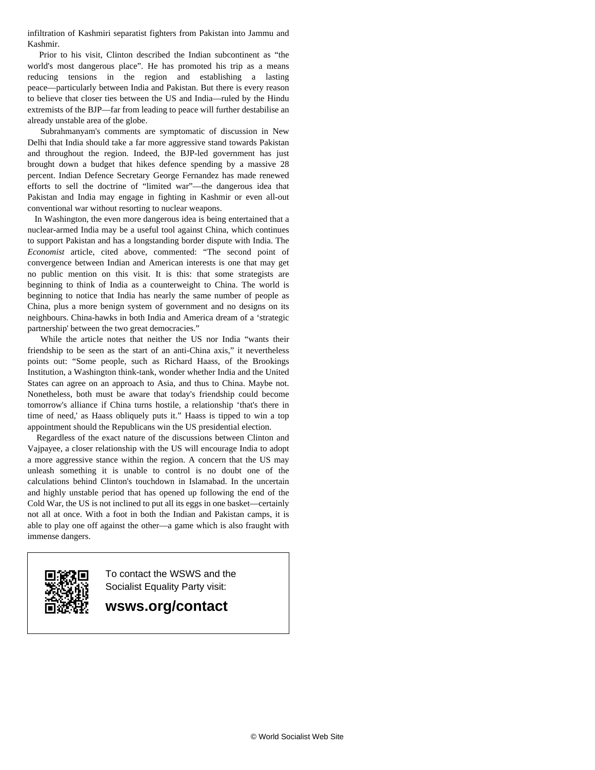infiltration of Kashmiri separatist fighters from Pakistan into Jammu and Kashmir.

Prior to his visit, Clinton described the Indian subcontinent as "the world's most dangerous place". He has promoted his trip as a means reducing tensions in the region and establishing a lasting peace—particularly between India and Pakistan. But there is every reason to believe that closer ties between the US and India—ruled by the Hindu extremists of the BJP—far from leading to peace will further destabilise an already unstable area of the globe.

Subrahmanyam's comments are symptomatic of discussion in New Delhi that India should take a far more aggressive stand towards Pakistan and throughout the region. Indeed, the BJP-led government has just brought down a budget that hikes defence spending by a massive 28 percent. Indian Defence Secretary George Fernandez has made renewed efforts to sell the doctrine of "limited war"—the dangerous idea that Pakistan and India may engage in fighting in Kashmir or even all-out conventional war without resorting to nuclear weapons.

In Washington, the even more dangerous idea is being entertained that a nuclear-armed India may be a useful tool against China, which continues to support Pakistan and has a longstanding border dispute with India. The *Economist* article, cited above, commented: "The second point of convergence between Indian and American interests is one that may get no public mention on this visit. It is this: that some strategists are beginning to think of India as a counterweight to China. The world is beginning to notice that India has nearly the same number of people as China, plus a more benign system of government and no designs on its neighbours. China-hawks in both India and America dream of a 'strategic partnership' between the two great democracies."

While the article notes that neither the US nor India "wants their friendship to be seen as the start of an anti-China axis," it nevertheless points out: "Some people, such as Richard Haass, of the Brookings Institution, a Washington think-tank, wonder whether India and the United States can agree on an approach to Asia, and thus to China. Maybe not. Nonetheless, both must be aware that today's friendship could become tomorrow's alliance if China turns hostile, a relationship 'that's there in time of need,' as Haass obliquely puts it." Haass is tipped to win a top appointment should the Republicans win the US presidential election.

Regardless of the exact nature of the discussions between Clinton and Vajpayee, a closer relationship with the US will encourage India to adopt a more aggressive stance within the region. A concern that the US may unleash something it is unable to control is no doubt one of the calculations behind Clinton's touchdown in Islamabad. In the uncertain and highly unstable period that has opened up following the end of the Cold War, the US is not inclined to put all its eggs in one basket—certainly not all at once. With a foot in both the Indian and Pakistan camps, it is able to play one off against the other—a game which is also fraught with immense dangers.

To contact the WSWS and the Socialist Equality Party visit:

**wsws.org/contact**